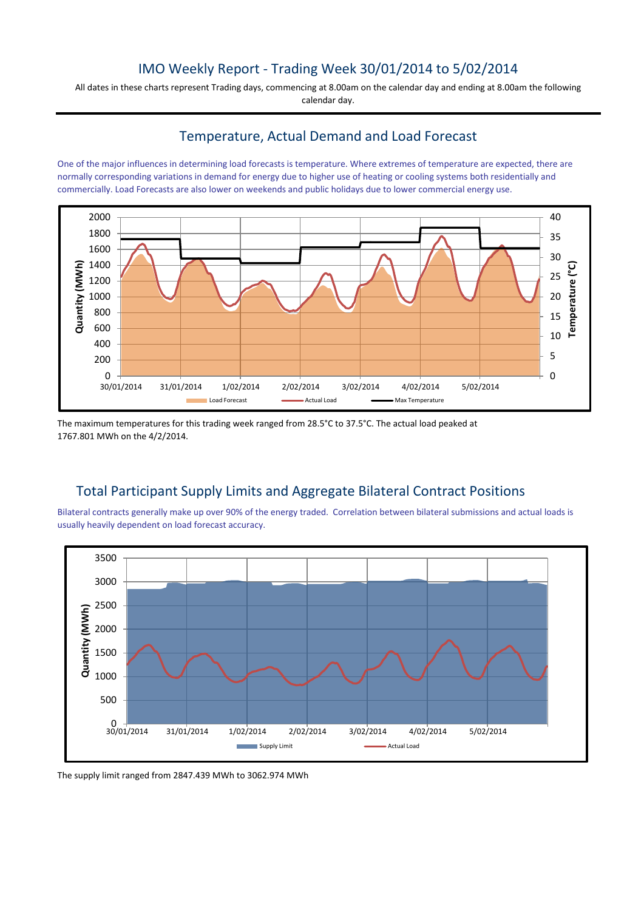# IMO Weekly Report - Trading Week 30/01/2014 to 5/02/2014

All dates in these charts represent Trading days, commencing at 8.00am on the calendar day and ending at 8.00am the following calendar day.

## Temperature, Actual Demand and Load Forecast

One of the major influences in determining load forecasts is temperature. Where extremes of temperature are expected, there are normally corresponding variations in demand for energy due to higher use of heating or cooling systems both residentially and commercially. Load Forecasts are also lower on weekends and public holidays due to lower commercial energy use.

The maximum temperatures for this trading week ranged from 28.5°C to 37.5°C. The actual load peaked at 1767.801 MWh on the 4/2/2014.

## Total Participant Supply Limits and Aggregate Bilateral Contract Positions

Bilateral contracts generally make up over 90% of the energy traded. Correlation between bilateral submissions and actual loads is usually heavily dependent on load forecast accuracy.

The supply limit ranged from 2847.439 MWh to 3062.974 MWh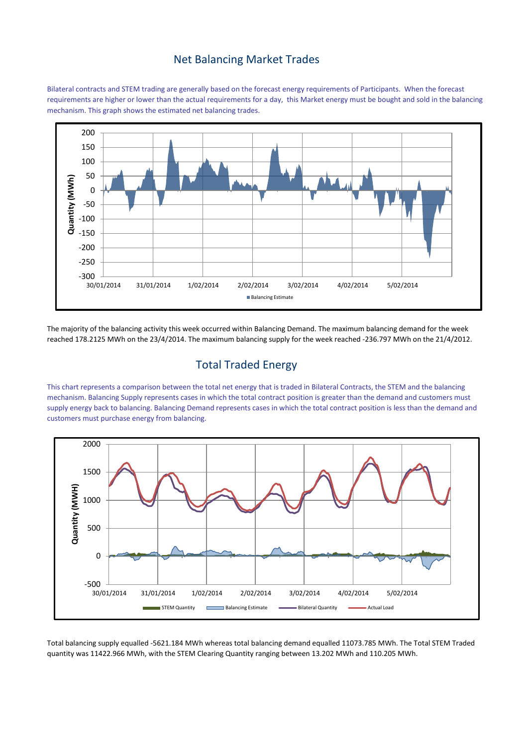## Net Balancing Market Trades

Bilateral contracts and STEM trading are generally based on the forecast energy requirements of Participants. When the forecast requirements are higher or lower than the actual requirements for a day, this Market energy must be bought and sold in the balancing mechanism. This graph shows the estimated net balancing trades.

The majority of the balancing activity this week occurred within Balancing Demand. The maximum balancing demand for the week reached 178.2125 MWh on the 23/4/2014. The maximum balancing supply for the week reached -236.797 MWh on the 21/4/2012.

## Total Traded Energy

This chart represents a comparison between the total net energy that is traded in Bilateral Contracts, the STEM and the balancing mechanism. Balancing Supply represents cases in which the total contract position is greater than the demand and customers must supply energy back to balancing. Balancing Demand represents cases in which the total contract position is less than the demand and customers must purchase energy from balancing.

Total balancing supply equalled -5621.184 MWh whereas total balancing demand equalled 11073.785 MWh. The Total STEM Traded quantity was 11422.966 MWh, with the STEM Clearing Quantity ranging between 13.202 MWh and 110.205 MWh.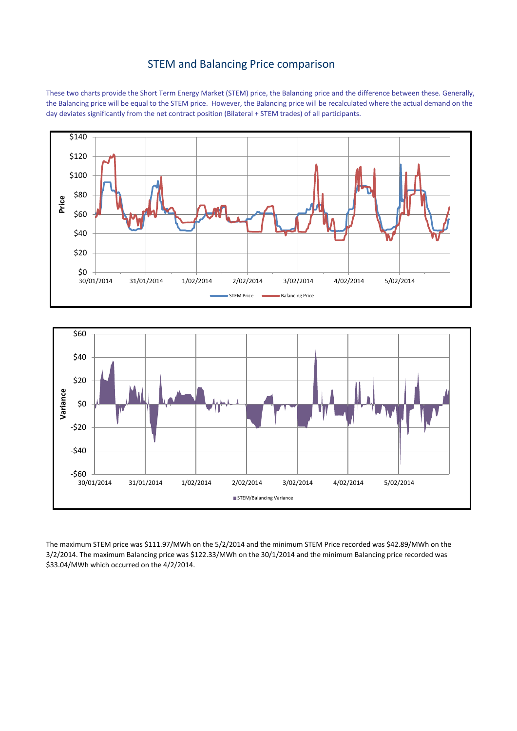# STEM and Balancing Price comparison

These two charts provide the Short Term Energy Market (STEM) price, the Balancing price and the difference between these. Generally, the Balancing price will be equal to the STEM price. However, the Balancing price will be recalculated where the actual demand on the day deviates significantly from the net contract position (Bilateral + STEM trades) of all participants.

Price

$140
$120
$100
$80
$60
$40
$20
$0

30/01/2014 31/01/2014 1/02/2014 2/02/2014 3/02/2014 4/02/2014 5/02/2014

STEM Price Balancing Price

Variance

$60
$40
$20
$0
-$20
-$40
-$60

30/01/2014 31/01/2014 1/02/2014 2/02/2014 3/02/2014 4/02/2014 5/02/2014

STEM/Balancing Variance

The maximum STEM price was $111.97/MWh on the 5/2/2014 and the minimum STEM Price recorded was $42.89/MWh on the 3/2/2014. The maximum Balancing price was $122.33/MWh on the 30/1/2014 and the minimum Balancing price recorded was $33.04/MWh which occurred on the 4/2/2014.